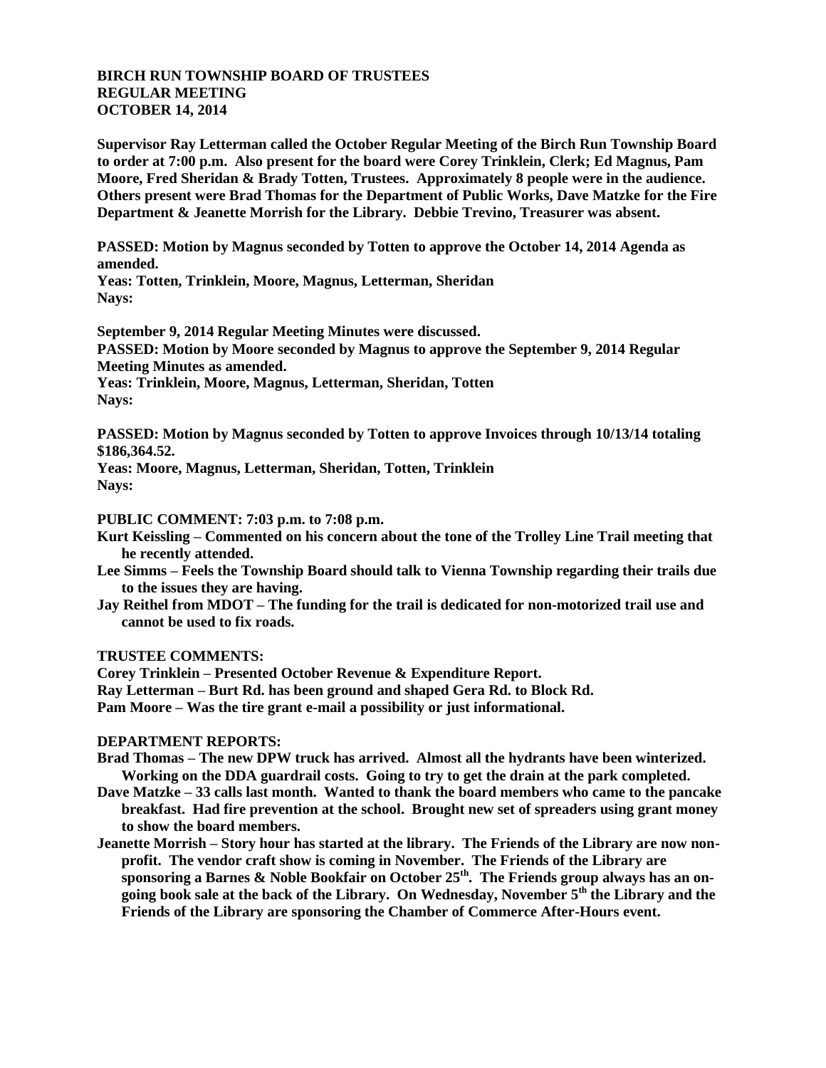**BIRCH RUN TOWNSHIP BOARD OF TRUSTEES**
**REGULAR MEETING**
**OCTOBER 14, 2014**

**Supervisor Ray Letterman called the October Regular Meeting of the Birch Run Township Board to order at 7:00 p.m. Also present for the board were Corey Trinklein, Clerk; Ed Magnus, Pam Moore, Fred Sheridan & Brady Totten, Trustees. Approximately 8 people were in the audience. Others present were Brad Thomas for the Department of Public Works, Dave Matzke for the Fire Department & Jeanette Morrish for the Library. Debbie Trevino, Treasurer was absent.**

**PASSED: Motion by Magnus seconded by Totten to approve the October 14, 2014 Agenda as amended.**
**Yeas: Totten, Trinklein, Moore, Magnus, Letterman, Sheridan**
**Nays:**

**September 9, 2014 Regular Meeting Minutes were discussed.**
**PASSED: Motion by Moore seconded by Magnus to approve the September 9, 2014 Regular Meeting Minutes as amended.**
**Yeas: Trinklein, Moore, Magnus, Letterman, Sheridan, Totten**
**Nays:**

**PASSED: Motion by Magnus seconded by Totten to approve Invoices through 10/13/14 totaling $186,364.52.**
**Yeas: Moore, Magnus, Letterman, Sheridan, Totten, Trinklein**
**Nays:**

**PUBLIC COMMENT: 7:03 p.m. to 7:08 p.m.**

- **Kurt Keissling – Commented on his concern about the tone of the Trolley Line Trail meeting that he recently attended.**
- **Lee Simms – Feels the Township Board should talk to Vienna Township regarding their trails due to the issues they are having.**
- **Jay Reithel from MDOT – The funding for the trail is dedicated for non-motorized trail use and cannot be used to fix roads.**

**TRUSTEE COMMENTS:**

**Corey Trinklein – Presented October Revenue & Expenditure Report.**
**Ray Letterman – Burt Rd. has been ground and shaped Gera Rd. to Block Rd.**
**Pam Moore – Was the tire grant e-mail a possibility or just informational.**

**DEPARTMENT REPORTS:**

- **Brad Thomas – The new DPW truck has arrived. Almost all the hydrants have been winterized. Working on the DDA guardrail costs. Going to try to get the drain at the park completed.**
- **Dave Matzke – 33 calls last month. Wanted to thank the board members who came to the pancake breakfast. Had fire prevention at the school. Brought new set of spreaders using grant money to show the board members.**
- **Jeanette Morrish – Story hour has started at the library. The Friends of the Library are now non-profit. The vendor craft show is coming in November. The Friends of the Library are sponsoring a Barnes & Noble Bookfair on October 25th. The Friends group always has an on-going book sale at the back of the Library. On Wednesday, November 5th the Library and the Friends of the Library are sponsoring the Chamber of Commerce After-Hours event.**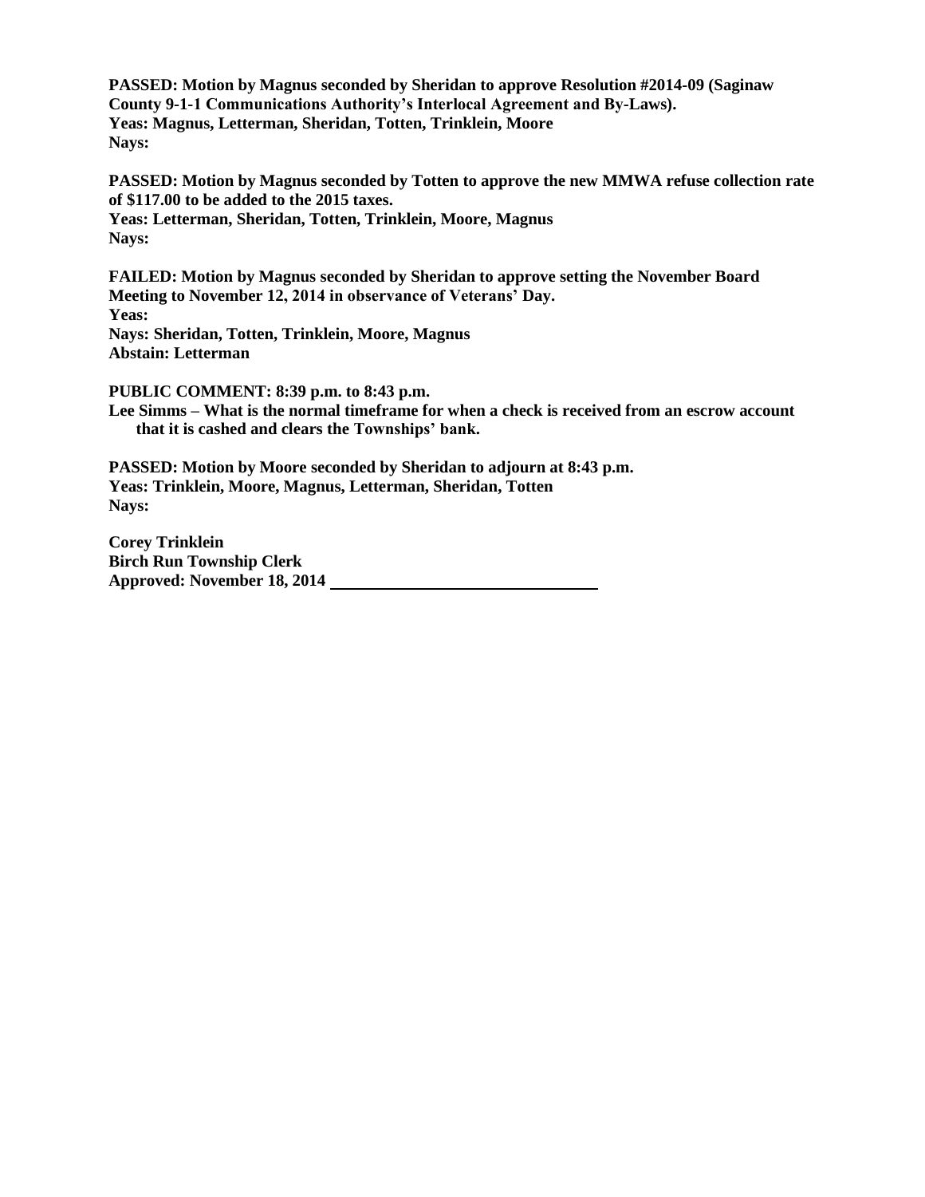**PASSED: Motion by Magnus seconded by Sheridan to approve Resolution #2014-09 (Saginaw County 9-1-1 Communications Authority's Interlocal Agreement and By-Laws).**
**Yeas: Magnus, Letterman, Sheridan, Totten, Trinklein, Moore**
**Nays:**

**PASSED: Motion by Magnus seconded by Totten to approve the new MMWA refuse collection rate of $117.00 to be added to the 2015 taxes.**
**Yeas: Letterman, Sheridan, Totten, Trinklein, Moore, Magnus**
**Nays:**

**FAILED: Motion by Magnus seconded by Sheridan to approve setting the November Board Meeting to November 12, 2014 in observance of Veterans' Day.**
**Yeas:**
**Nays: Sheridan, Totten, Trinklein, Moore, Magnus**
**Abstain: Letterman**

**PUBLIC COMMENT: 8:39 p.m. to 8:43 p.m.**
**Lee Simms – What is the normal timeframe for when a check is received from an escrow account that it is cashed and clears the Townships' bank.**

**PASSED: Motion by Moore seconded by Sheridan to adjourn at 8:43 p.m.**
**Yeas: Trinklein, Moore, Magnus, Letterman, Sheridan, Totten**
**Nays:**

**Corey Trinklein**
**Birch Run Township Clerk**
**Approved: November 18, 2014 ________________________________**